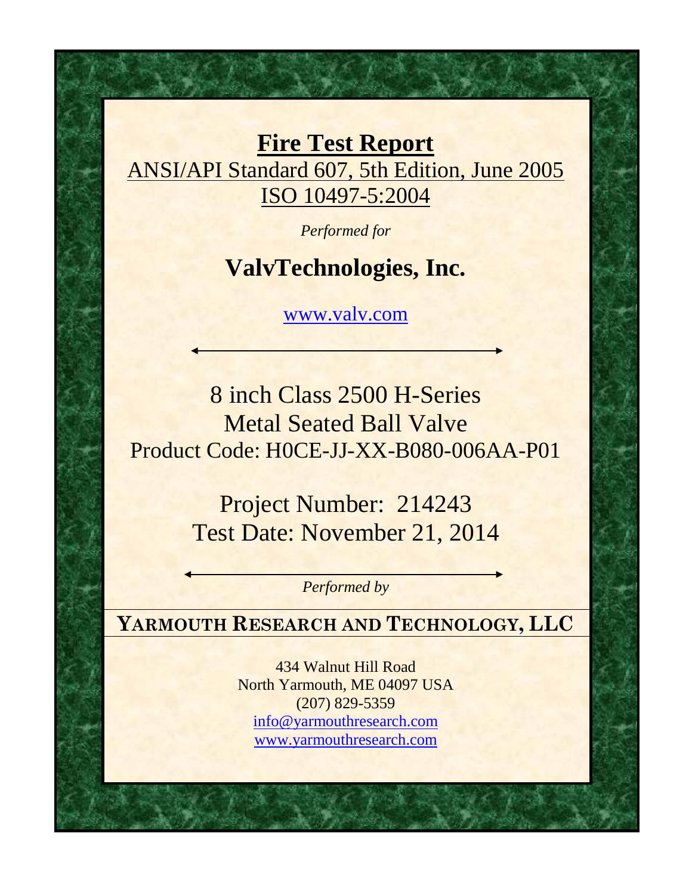# Fire Test Report

ANSI/API Standard 607, 5th Edition, June 2005

ISO 10497-5:2004

*Performed for*

## ValvTechnologies, Inc.

www.valv.com

8 inch Class 2500 H-Series
Metal Seated Ball Valve
Product Code: H0CE-JJ-XX-B080-006AA-P01

Project Number: 214243
Test Date: November 21, 2014

*Performed by*

**YARMOUTH RESEARCH AND TECHNOLOGY, LLC**

434 Walnut Hill Road
North Yarmouth, ME 04097 USA
(207) 829-5359
info@yarmouthresearch.com
www.yarmouthresearch.com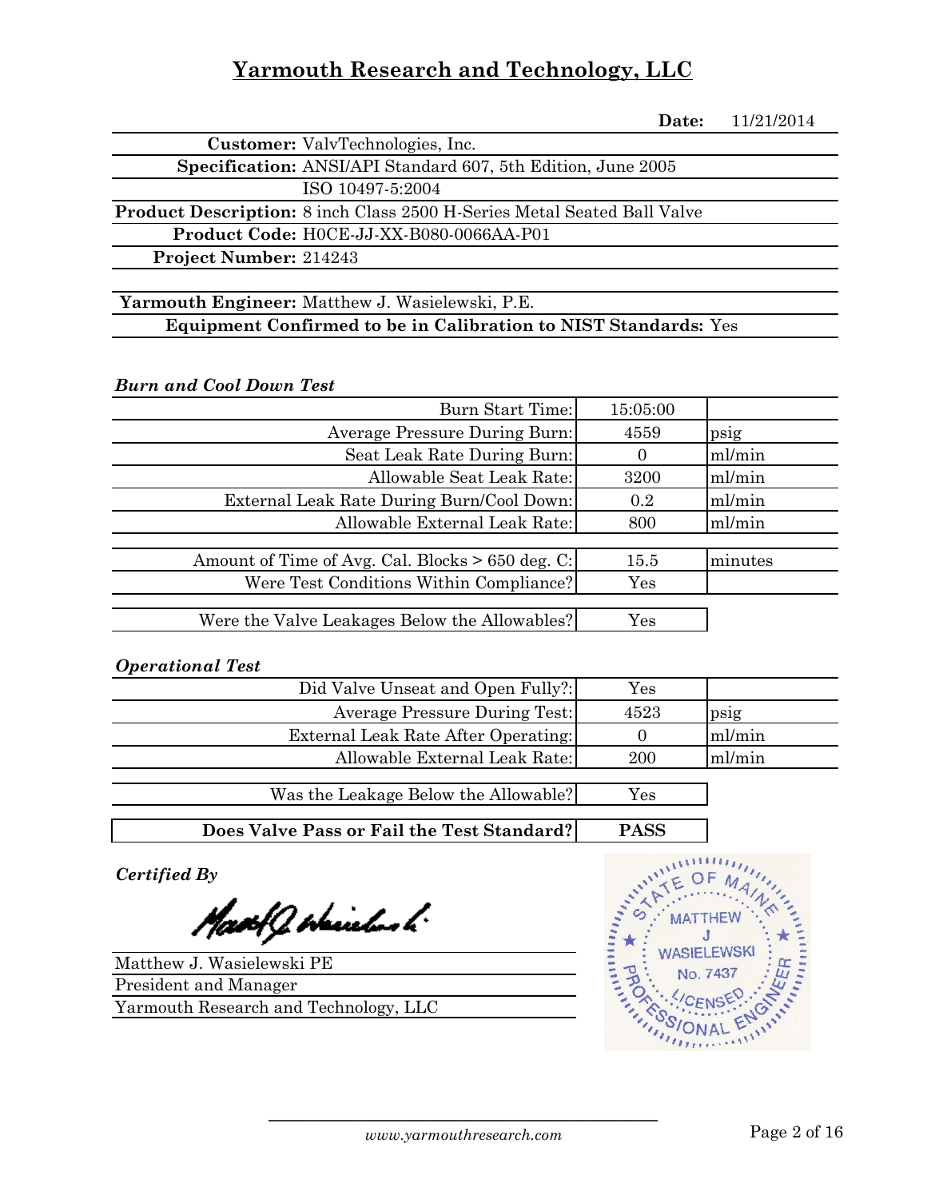# Yarmouth Research and Technology, LLC

| | |
|---|---|
| **Date:** | 11/21/2014 |
| **Customer:** | ValvTechnologies, Inc. |
| **Specification:** | ANSI/API Standard 607, 5th Edition, June 2005 |
| | ISO 10497-5:2004 |
| **Product Description:** | 8 inch Class 2500 H-Series Metal Seated Ball Valve |
| **Product Code:** | H0CE-JJ-XX-B080-0066AA-P01 |
| **Project Number:** | 214243 |
| **Yarmouth Engineer:** | Matthew J. Wasielewski, P.E. |
| **Equipment Confirmed to be in Calibration to NIST Standards:** | Yes |

### *Burn and Cool Down Test*

| | | |
|---|---|---|
| Burn Start Time: | 15:05:00 | |
| Average Pressure During Burn: | 4559 | psig |
| Seat Leak Rate During Burn: | 0 | ml/min |
| Allowable Seat Leak Rate: | 3200 | ml/min |
| External Leak Rate During Burn/Cool Down: | 0.2 | ml/min |
| Allowable External Leak Rate: | 800 | ml/min |
| Amount of Time of Avg. Cal. Blocks > 650 deg. C: | 15.5 | minutes |
| Were Test Conditions Within Compliance? | Yes | |
| Were the Valve Leakages Below the Allowables? | Yes | |

### *Operational Test*

| | | |
|---|---|---|
| Did Valve Unseat and Open Fully?: | Yes | |
| Average Pressure During Test: | 4523 | psig |
| External Leak Rate After Operating: | 0 | ml/min |
| Allowable External Leak Rate: | 200 | ml/min |
| Was the Leakage Below the Allowable? | Yes | |

| | |
|---|---|
| **Does Valve Pass or Fail the Test Standard?** | **PASS** |

***Certified By***

Matthew J. Wasielewski PE
President and Manager
Yarmouth Research and Technology, LLC

STATE OF MAINE
MATTHEW J WASIELEWSKI
No. 7437
LICENSED
PROFESSIONAL ENGINEER

www.yarmouthresearch.com